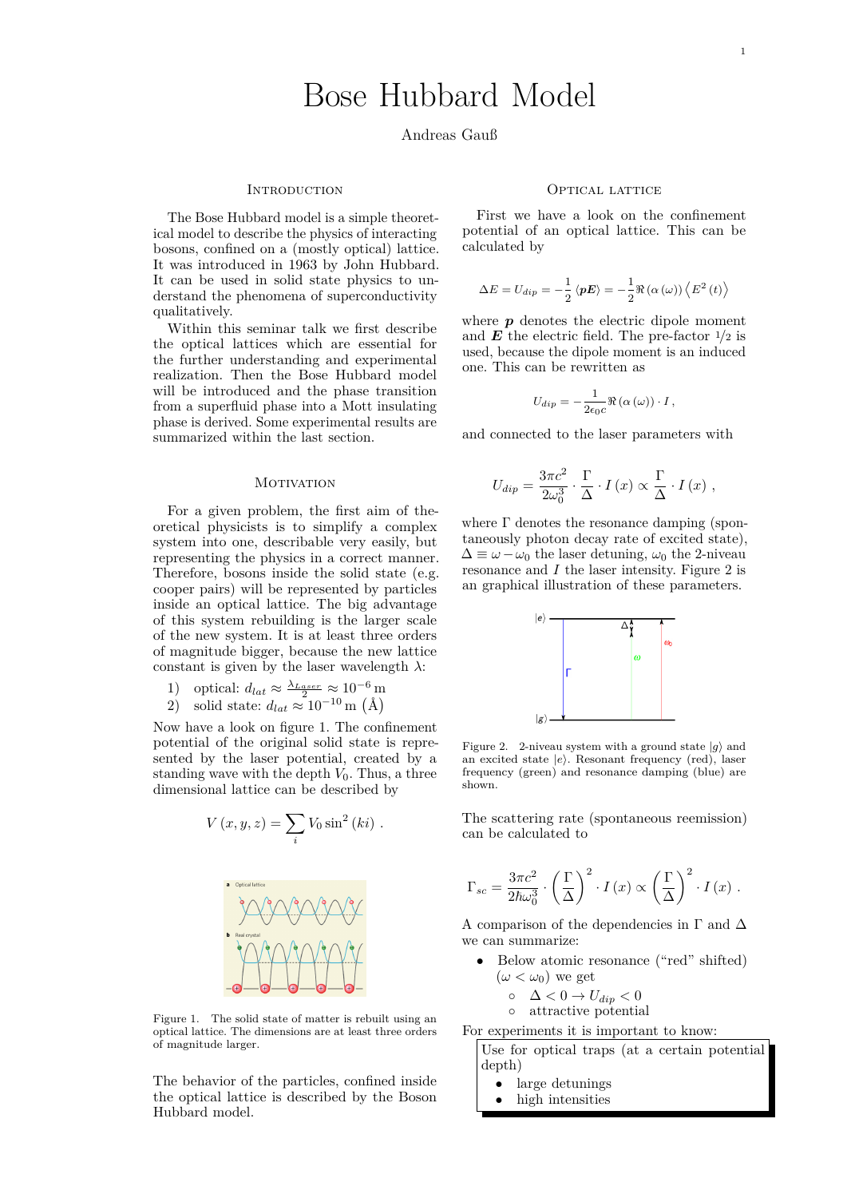# Bose Hubbard Model

Andreas Gauß

## Introduction

The Bose Hubbard model is a simple theoretical model to describe the physics of interacting bosons, confined on a (mostly optical) lattice. It was introduced in 1963 by John Hubbard. It can be used in solid state physics to understand the phenomena of superconductivity qualitatively.

Within this seminar talk we first describe the optical lattices which are essential for the further understanding and experimental realization. Then the Bose Hubbard model will be introduced and the phase transition from a superfluid phase into a Mott insulating phase is derived. Some experimental results are summarized within the last section.

## Motivation

For a given problem, the first aim of theoretical physicists is to simplify a complex system into one, describable very easily, but representing the physics in a correct manner. Therefore, bosons inside the solid state (e.g. cooper pairs) will be represented by particles inside an optical lattice. The big advantage of this system rebuilding is the larger scale of the new system. It is at least three orders of magnitude bigger, because the new lattice constant is given by the laser wavelength $\lambda$:

1) optical: $d_{lat} \approx \frac{\lambda_{Laser}}{2} \approx 10^{-6}\,\mathrm{m}$
2) solid state: $d_{lat} \approx 10^{-10}\,\mathrm{m}\ (\text{Å})$

Now have a look on figure 1. The confinement potential of the original solid state is represented by the laser potential, created by a standing wave with the depth $V_0$. Thus, a three dimensional lattice can be described by

$$V(x, y, z) = \sum_i V_0 \sin^2(ki) \ .$$

Figure 1. The solid state of matter is rebuilt using an optical lattice. The dimensions are at least three orders of magnitude larger.

The behavior of the particles, confined inside the optical lattice is described by the Boson Hubbard model.

## Optical lattice

First we have a look on the confinement potential of an optical lattice. This can be calculated by

$$\Delta E = U_{dip} = -\frac{1}{2}\langle \boldsymbol{pE}\rangle = -\frac{1}{2}\Re(\alpha(\omega))\left\langle E^2(t)\right\rangle$$

where $\boldsymbol{p}$ denotes the electric dipole moment and $\boldsymbol{E}$ the electric field. The pre-factor $1/2$ is used, because the dipole moment is an induced one. This can be rewritten as

$$U_{dip} = -\frac{1}{2\epsilon_0 c}\Re(\alpha(\omega)) \cdot I \,,$$

and connected to the laser parameters with

$$U_{dip} = \frac{3\pi c^2}{2\omega_0^3} \cdot \frac{\Gamma}{\Delta} \cdot I(x) \propto \frac{\Gamma}{\Delta} \cdot I(x) \ ,$$

where $\Gamma$ denotes the resonance damping (spontaneously photon decay rate of excited state), $\Delta \equiv \omega - \omega_0$ the laser detuning, $\omega_0$ the 2-niveau resonance and $I$ the laser intensity. Figure 2 is an graphical illustration of these parameters.

Figure 2. 2-niveau system with a ground state $|g\rangle$ and an excited state $|e\rangle$. Resonant frequency (red), laser frequency (green) and resonance damping (blue) are shown.

The scattering rate (spontaneous reemission) can be calculated to

$$\Gamma_{sc} = \frac{3\pi c^2}{2\hbar\omega_0^3} \cdot \left(\frac{\Gamma}{\Delta}\right)^2 \cdot I(x) \propto \left(\frac{\Gamma}{\Delta}\right)^2 \cdot I(x) \ .$$

A comparison of the dependencies in $\Gamma$ and $\Delta$ we can summarize:

- Below atomic resonance ("red" shifted) ($\omega < \omega_0$) we get
  - $\Delta < 0 \rightarrow U_{dip} < 0$
  - attractive potential

For experiments it is important to know:

> Use for optical traps (at a certain potential depth)
> - large detunings
> - high intensities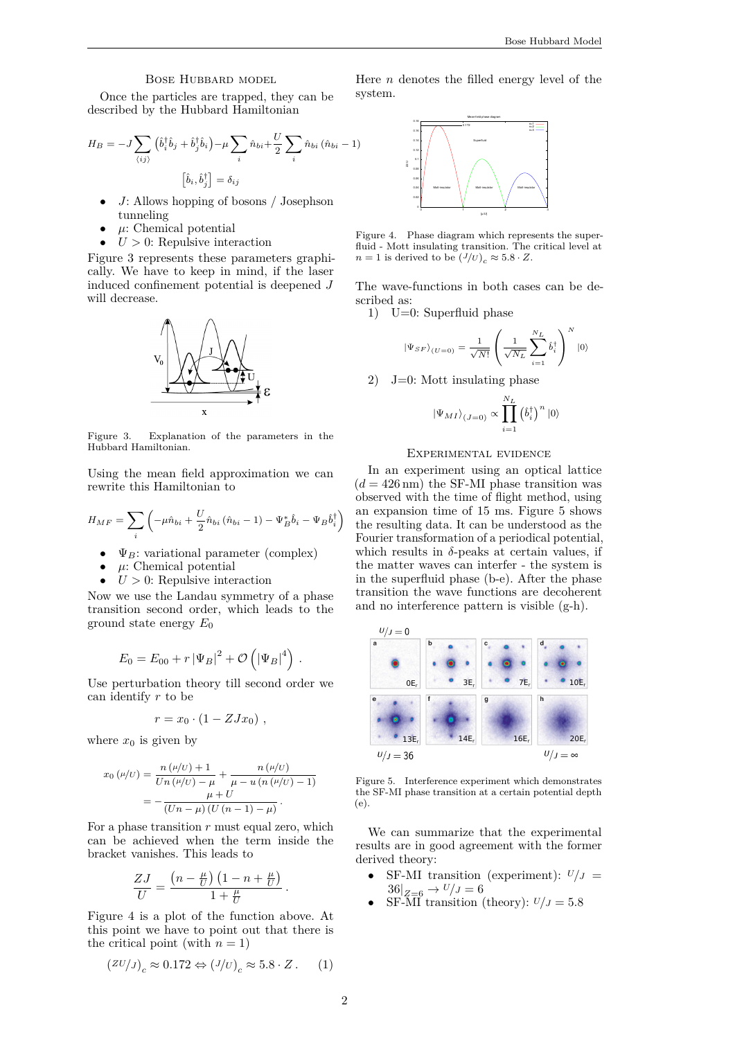## Bose Hubbard model

Once the particles are trapped, they can be described by the Hubbard Hamiltonian

$$H_B = -J\sum_{\langle ij\rangle}\left(\hat{b}_i^\dagger\hat{b}_j + \hat{b}_j^\dagger\hat{b}_i\right) - \mu\sum_i \hat{n}_{bi} + \frac{U}{2}\sum_i \hat{n}_{bi}\left(\hat{n}_{bi}-1\right)$$

$$\left[\hat{b}_i, \hat{b}_j^\dagger\right] = \delta_{ij}$$

- $J$: Allows hopping of bosons / Josephson tunneling
- $\mu$: Chemical potential
- $U > 0$: Repulsive interaction

Figure 3 represents these parameters graphically. We have to keep in mind, if the laser induced confinement potential is deepened $J$ will decrease.

V₀

J

U

ε

x

Figure 3. Explanation of the parameters in the Hubbard Hamiltonian.

Using the mean field approximation we can rewrite this Hamiltonian to

$$H_{MF} = \sum_i\left(-\mu\hat{n}_{bi} + \frac{U}{2}\hat{n}_{bi}\left(\hat{n}_{bi}-1\right) - \Psi_B^*\hat{b}_i - \Psi_B\hat{b}_i^\dagger\right)$$

- $\Psi_B$: variational parameter (complex)
- $\mu$: Chemical potential
- $U > 0$: Repulsive interaction

Now we use the Landau symmetry of a phase transition second order, which leads to the ground state energy $E_0$

$$E_0 = E_{00} + r\left|\Psi_B\right|^2 + \mathcal{O}\left(\left|\Psi_B\right|^4\right) .$$

Use perturbation theory till second order we can identify $r$ to be

$$r = x_0 \cdot (1 - ZJx_0) ,$$

where $x_0$ is given by

$$\begin{aligned} x_0\left(\mu/U\right) &= \frac{n\left(\mu/U\right)+1}{Un\left(\mu/U\right)-\mu} + \frac{n\left(\mu/U\right)}{\mu - u\left(n\left(\mu/U\right)-1\right)} \\ &= -\frac{\mu+U}{\left(Un-\mu\right)\left(U\left(n-1\right)-\mu\right)} . \end{aligned}$$

For a phase transition $r$ must equal zero, which can be achieved when the term inside the bracket vanishes. This leads to

$$\frac{ZJ}{U} = \frac{\left(n-\frac{\mu}{U}\right)\left(1-n+\frac{\mu}{U}\right)}{1+\frac{\mu}{U}} .$$

Figure 4 is a plot of the function above. At this point we have to point out that there is the critical point (with $n = 1$)

$$\left({}^{ZU}/_{J}\right)_c \approx 0.172 \Leftrightarrow \left({}^{J}/_{U}\right)_c \approx 5.8\cdot Z . \qquad (1)$$

Here $n$ denotes the filled energy level of the system.

Mean field phase diagram

0.172

Superfluid

Mott insulator

Mott insulator

Mott insulator

Figure 4. Phase diagram which represents the superfluid - Mott insulating transition. The critical level at $n = 1$ is derived to be $\left({}^{J}/_{U}\right)_c \approx 5.8\cdot Z$.

The wave-functions in both cases can be described as:

1) U=0: Superfluid phase

$$\left|\Psi_{SF}\right\rangle_{(U=0)} = \frac{1}{\sqrt{N!}}\left(\frac{1}{\sqrt{N_L}}\sum_{i=1}^{N_L}\hat{b}_i^\dagger\right)^N|0\rangle$$

2) J=0: Mott insulating phase

$$\left|\Psi_{MI}\right\rangle_{(J=0)} \propto \prod_{i=1}^{N_L}\left(\hat{b}_i^\dagger\right)^n|0\rangle$$

## Experimental evidence

In an experiment using an optical lattice ($d = 426\,\mathrm{nm}$) the SF-MI phase transition was observed with the time of flight method, using an expansion time of 15 ms. Figure 5 shows the resulting data. It can be understood as the Fourier transformation of a periodical potential, which results in $\delta$-peaks at certain values, if the matter waves can interfer - the system is in the superfluid phase (b-e). After the phase transition the wave functions are decoherent and no interference pattern is visible (g-h).

$U/J = 0$

a 0E$_r$ b 3E$_r$ c 7E$_r$ d 10E$_r$

e 13E$_r$ f 14E$_r$ g 16E$_r$ h 20E$_r$

$U/J = 36$ $U/J = \infty$

Figure 5. Interference experiment which demonstrates the SF-MI phase transition at a certain potential depth (e).

We can summarize that the experimental results are in good agreement with the former derived theory:

- SF-MI transition (experiment): ${}^{U}/_{J} = 36|_{Z=6} \to {}^{U}/_{J} = 6$
- SF-MI transition (theory): ${}^{U}/_{J} = 5.8$